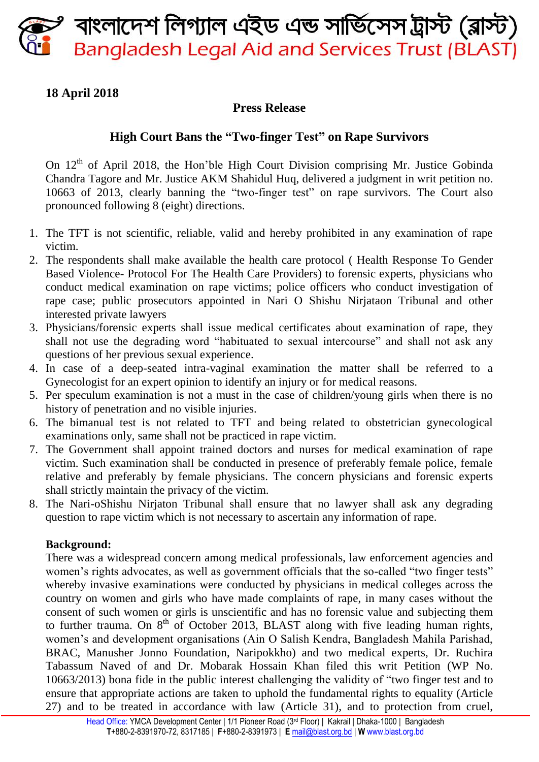# বাংলাদেশ লিগ্যাল এইড এন্ড সার্ভিসেস ট্রাস্ট (ব্লাস্ট)
# Bangladesh Legal Aid and Services Trust (BLAST)

**18 April 2018**

**Press Release**

## High Court Bans the "Two-finger Test" on Rape Survivors

On 12th of April 2018, the Hon'ble High Court Division comprising Mr. Justice Gobinda Chandra Tagore and Mr. Justice AKM Shahidul Huq, delivered a judgment in writ petition no. 10663 of 2013, clearly banning the "two-finger test" on rape survivors. The Court also pronounced following 8 (eight) directions.

1. The TFT is not scientific, reliable, valid and hereby prohibited in any examination of rape victim.
2. The respondents shall make available the health care protocol ( Health Response To Gender Based Violence- Protocol For The Health Care Providers) to forensic experts, physicians who conduct medical examination on rape victims; police officers who conduct investigation of rape case; public prosecutors appointed in Nari O Shishu Nirjataon Tribunal and other interested private lawyers
3. Physicians/forensic experts shall issue medical certificates about examination of rape, they shall not use the degrading word "habituated to sexual intercourse" and shall not ask any questions of her previous sexual experience.
4. In case of a deep-seated intra-vaginal examination the matter shall be referred to a Gynecologist for an expert opinion to identify an injury or for medical reasons.
5. Per speculum examination is not a must in the case of children/young girls when there is no history of penetration and no visible injuries.
6. The bimanual test is not related to TFT and being related to obstetrician gynecological examinations only, same shall not be practiced in rape victim.
7. The Government shall appoint trained doctors and nurses for medical examination of rape victim. Such examination shall be conducted in presence of preferably female police, female relative and preferably by female physicians. The concern physicians and forensic experts shall strictly maintain the privacy of the victim.
8. The Nari-oShishu Nirjaton Tribunal shall ensure that no lawyer shall ask any degrading question to rape victim which is not necessary to ascertain any information of rape.

**Background:**

There was a widespread concern among medical professionals, law enforcement agencies and women's rights advocates, as well as government officials that the so-called "two finger tests" whereby invasive examinations were conducted by physicians in medical colleges across the country on women and girls who have made complaints of rape, in many cases without the consent of such women or girls is unscientific and has no forensic value and subjecting them to further trauma. On 8th of October 2013, BLAST along with five leading human rights, women's and development organisations (Ain O Salish Kendra, Bangladesh Mahila Parishad, BRAC, Manusher Jonno Foundation, Naripokkho) and two medical experts, Dr. Ruchira Tabassum Naved of and Dr. Mobarak Hossain Khan filed this writ Petition (WP No. 10663/2013) bona fide in the public interest challenging the validity of "two finger test and to ensure that appropriate actions are taken to uphold the fundamental rights to equality (Article 27) and to be treated in accordance with law (Article 31), and to protection from cruel,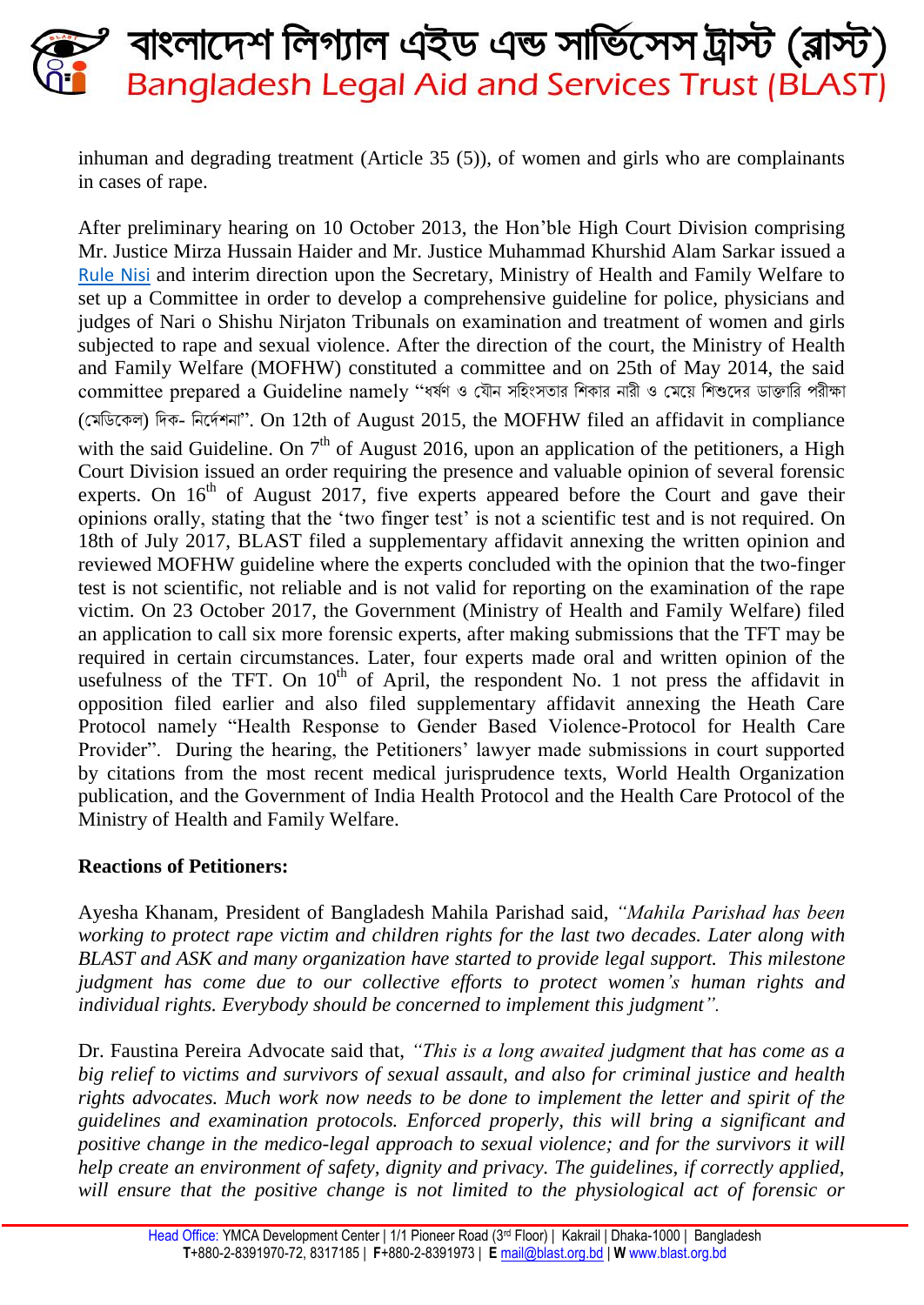inhuman and degrading treatment (Article 35 (5)), of women and girls who are complainants in cases of rape.

After preliminary hearing on 10 October 2013, the Hon'ble High Court Division comprising Mr. Justice Mirza Hussain Haider and Mr. Justice Muhammad Khurshid Alam Sarkar issued a Rule Nisi and interim direction upon the Secretary, Ministry of Health and Family Welfare to set up a Committee in order to develop a comprehensive guideline for police, physicians and judges of Nari o Shishu Nirjaton Tribunals on examination and treatment of women and girls subjected to rape and sexual violence. After the direction of the court, the Ministry of Health and Family Welfare (MOFHW) constituted a committee and on 25th of May 2014, the said committee prepared a Guideline namely "ধর্ষণ ও যৌন সহিংসতার শিকার নারী ও মেয়ে শিশুদের ডাক্তারি পরীক্ষা (মেডিকেল) দিক- নির্দেশনা". On 12th of August 2015, the MOFHW filed an affidavit in compliance with the said Guideline. On 7th of August 2016, upon an application of the petitioners, a High Court Division issued an order requiring the presence and valuable opinion of several forensic experts. On 16th of August 2017, five experts appeared before the Court and gave their opinions orally, stating that the 'two finger test' is not a scientific test and is not required. On 18th of July 2017, BLAST filed a supplementary affidavit annexing the written opinion and reviewed MOFHW guideline where the experts concluded with the opinion that the two-finger test is not scientific, not reliable and is not valid for reporting on the examination of the rape victim. On 23 October 2017, the Government (Ministry of Health and Family Welfare) filed an application to call six more forensic experts, after making submissions that the TFT may be required in certain circumstances. Later, four experts made oral and written opinion of the usefulness of the TFT. On 10th of April, the respondent No. 1 not press the affidavit in opposition filed earlier and also filed supplementary affidavit annexing the Heath Care Protocol namely "Health Response to Gender Based Violence-Protocol for Health Care Provider". During the hearing, the Petitioners' lawyer made submissions in court supported by citations from the most recent medical jurisprudence texts, World Health Organization publication, and the Government of India Health Protocol and the Health Care Protocol of the Ministry of Health and Family Welfare.

**Reactions of Petitioners:**

Ayesha Khanam, President of Bangladesh Mahila Parishad said, *"Mahila Parishad has been working to protect rape victim and children rights for the last two decades. Later along with BLAST and ASK and many organization have started to provide legal support. This milestone judgment has come due to our collective efforts to protect women's human rights and individual rights. Everybody should be concerned to implement this judgment".*

Dr. Faustina Pereira Advocate said that, *"This is a long awaited judgment that has come as a big relief to victims and survivors of sexual assault, and also for criminal justice and health rights advocates. Much work now needs to be done to implement the letter and spirit of the guidelines and examination protocols. Enforced properly, this will bring a significant and positive change in the medico-legal approach to sexual violence; and for the survivors it will help create an environment of safety, dignity and privacy. The guidelines, if correctly applied, will ensure that the positive change is not limited to the physiological act of forensic or*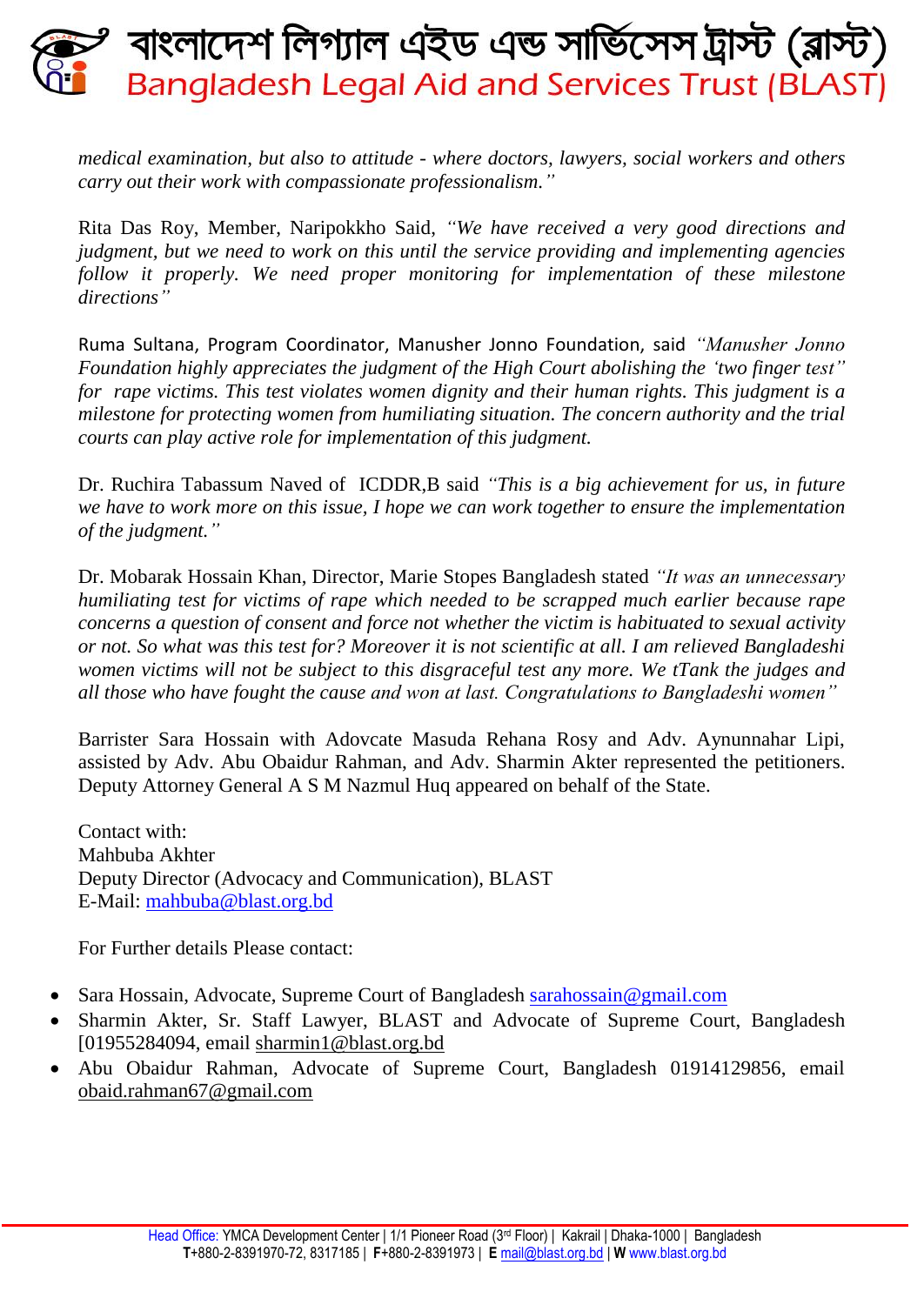*medical examination, but also to attitude - where doctors, lawyers, social workers and others carry out their work with compassionate professionalism."*

Rita Das Roy, Member, Naripokkho Said, *"We have received a very good directions and judgment, but we need to work on this until the service providing and implementing agencies follow it properly. We need proper monitoring for implementation of these milestone directions"*

Ruma Sultana, Program Coordinator, Manusher Jonno Foundation, said *"Manusher Jonno Foundation highly appreciates the judgment of the High Court abolishing the 'two finger test" for rape victims. This test violates women dignity and their human rights. This judgment is a milestone for protecting women from humiliating situation. The concern authority and the trial courts can play active role for implementation of this judgment.*

Dr. Ruchira Tabassum Naved of ICDDR,B said *"This is a big achievement for us, in future we have to work more on this issue, I hope we can work together to ensure the implementation of the judgment."*

Dr. Mobarak Hossain Khan, Director, Marie Stopes Bangladesh stated *"It was an unnecessary humiliating test for victims of rape which needed to be scrapped much earlier because rape concerns a question of consent and force not whether the victim is habituated to sexual activity or not. So what was this test for? Moreover it is not scientific at all. I am relieved Bangladeshi women victims will not be subject to this disgraceful test any more. We tTank the judges and all those who have fought the cause and won at last. Congratulations to Bangladeshi women"*

Barrister Sara Hossain with Adovcate Masuda Rehana Rosy and Adv. Aynunnahar Lipi, assisted by Adv. Abu Obaidur Rahman, and Adv. Sharmin Akter represented the petitioners. Deputy Attorney General A S M Nazmul Huq appeared on behalf of the State.

Contact with:
Mahbuba Akhter
Deputy Director (Advocacy and Communication), BLAST
E-Mail: mahbuba@blast.org.bd

For Further details Please contact:

- Sara Hossain, Advocate, Supreme Court of Bangladesh sarahossain@gmail.com
- Sharmin Akter, Sr. Staff Lawyer, BLAST and Advocate of Supreme Court, Bangladesh [01955284094, email sharmin1@blast.org.bd
- Abu Obaidur Rahman, Advocate of Supreme Court, Bangladesh 01914129856, email obaid.rahman67@gmail.com